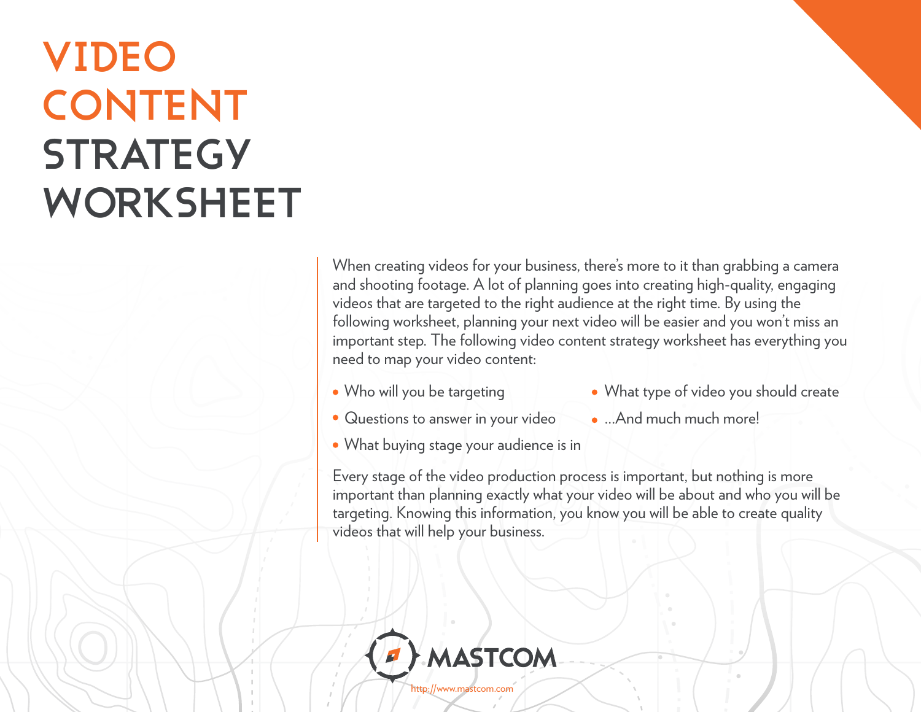# VIDEO CONTENT STRATEGY WORKSHEET

When creating videos for your business, there's more to it than grabbing a camera and shooting footage. A lot of planning goes into creating high-quality, engaging videos that are targeted to the right audience at the right time. By using the following worksheet, planning your next video will be easier and you won't miss an important step. The following video content strategy worksheet has everything you need to map your video content:

- Who will you be targeting
- Questions to answer in your video
- What buying stage your audience is in
- What type of video you should create
- ...And much much more!

Every stage of the video production process is important, but nothing is more important than planning exactly what your video will be about and who you will be targeting. Knowing this information, you know you will be able to create quality videos that will help your business.

MASTCOM

http://www.mastcom.com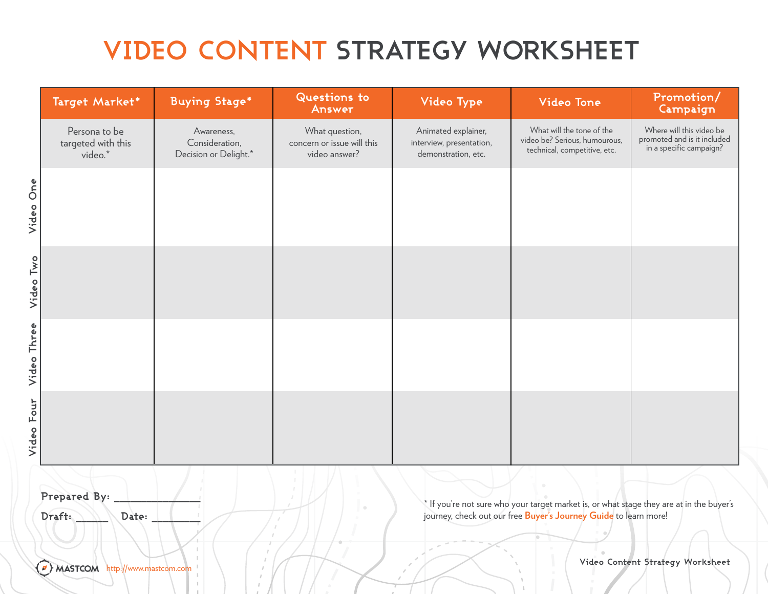# VIDEO CONTENT STRATEGY WORKSHEET

| | Target Market* | Buying Stage* | Questions to Answer | Video Type | Video Tone | Promotion/ Campaign |
|---|---|---|---|---|---|---|
| | Persona to be targeted with this video.* | Awareness, Consideration, Decision or Delight.* | What question, concern or issue will this video answer? | Animated explainer, interview, presentation, demonstration, etc. | What will the tone of the video be? Serious, humourous, technical, competitive, etc. | Where will this video be promoted and is it included in a specific campaign? |
| Video One | | | | | | |
| Video Two | | | | | | |
| Video Three | | | | | | |
| Video Four | | | | | | |

**Prepared By:** ______________

**Draft:** _____ **Date:** ________

* If you're not sure who your target market is, or what stage they are at in the buyer's journey, check out our free **Buyer's Journey Guide** to learn more!

MASTCOM http://www.mastcom.com